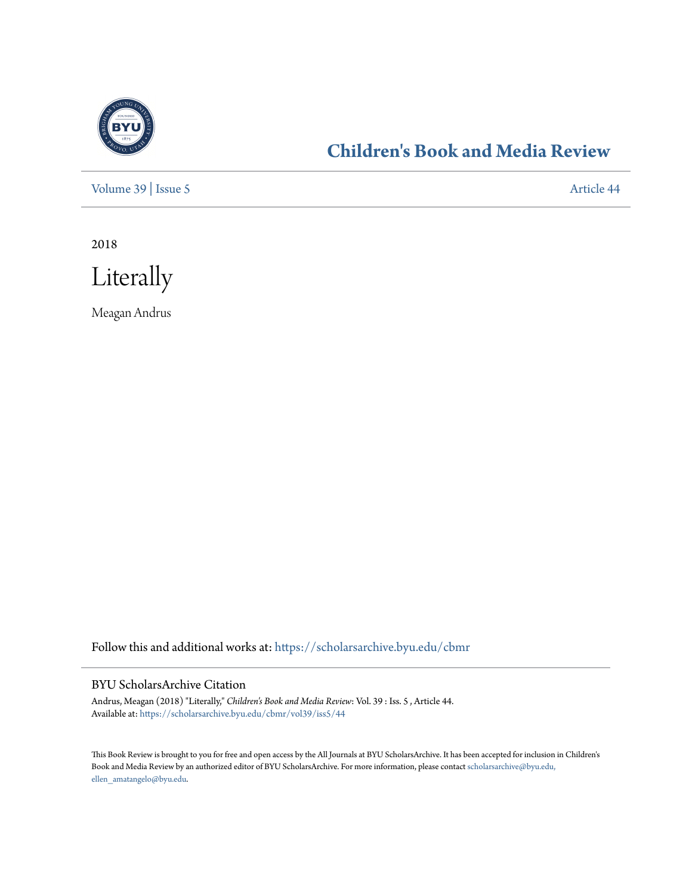# Children's Book and Media Review

Volume 39 | Issue 5

Article 44

2018

# Literally

Meagan Andrus

Follow this and additional works at: https://scholarsarchive.byu.edu/cbmr

## BYU ScholarsArchive Citation

Andrus, Meagan (2018) "Literally," *Children's Book and Media Review*: Vol. 39 : Iss. 5 , Article 44.
Available at: https://scholarsarchive.byu.edu/cbmr/vol39/iss5/44

This Book Review is brought to you for free and open access by the All Journals at BYU ScholarsArchive. It has been accepted for inclusion in Children's Book and Media Review by an authorized editor of BYU ScholarsArchive. For more information, please contact scholarsarchive@byu.edu, ellen_amatangelo@byu.edu.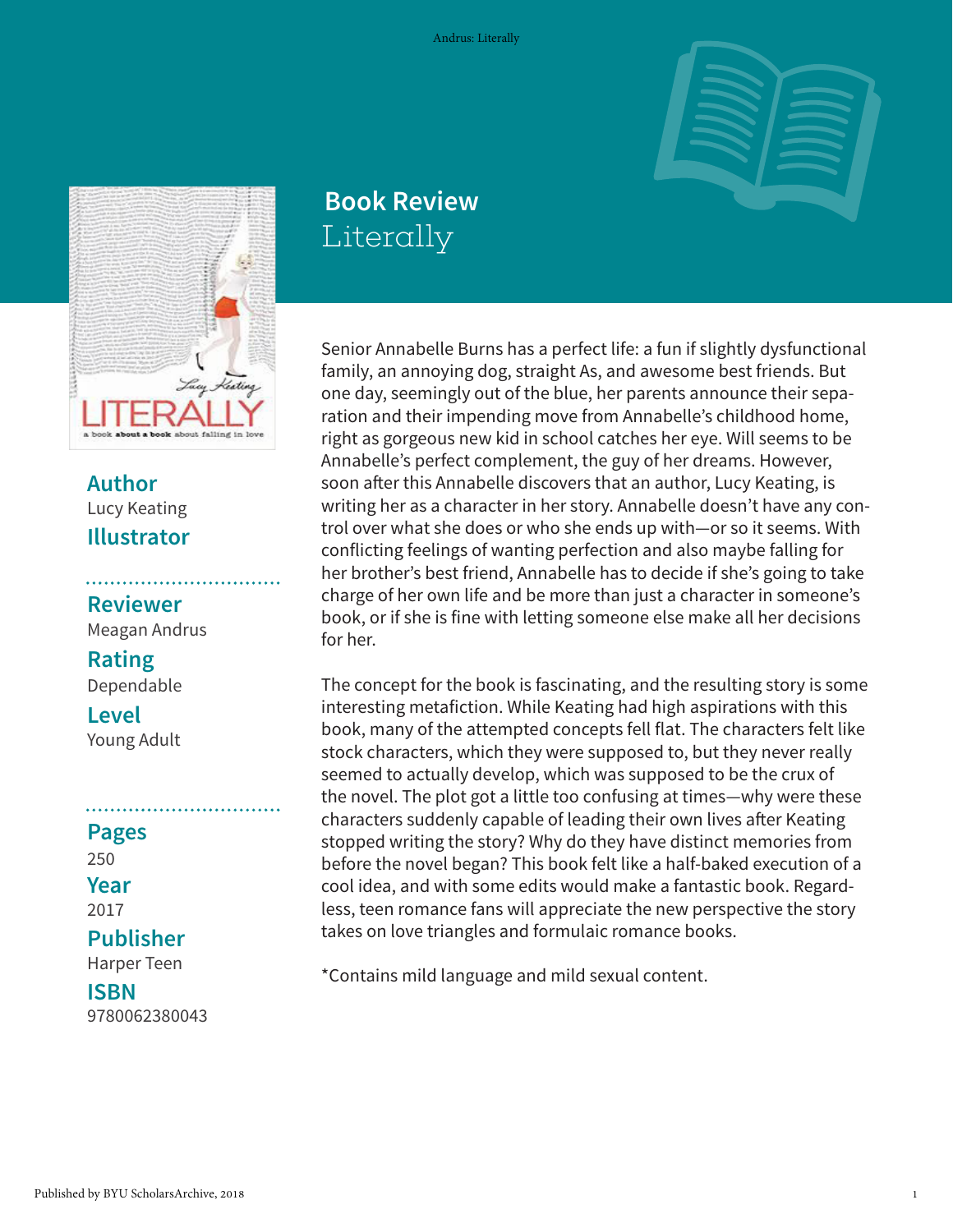# Book Review

## Literally

**Author**
Lucy Keating

**Illustrator**

**Reviewer**
Meagan Andrus

**Rating**
Dependable

**Level**
Young Adult

**Pages**
250

**Year**
2017

**Publisher**
Harper Teen

**ISBN**
9780062380043

Senior Annabelle Burns has a perfect life: a fun if slightly dysfunctional family, an annoying dog, straight As, and awesome best friends. But one day, seemingly out of the blue, her parents announce their separation and their impending move from Annabelle's childhood home, right as gorgeous new kid in school catches her eye. Will seems to be Annabelle's perfect complement, the guy of her dreams. However, soon after this Annabelle discovers that an author, Lucy Keating, is writing her as a character in her story. Annabelle doesn't have any control over what she does or who she ends up with—or so it seems. With conflicting feelings of wanting perfection and also maybe falling for her brother's best friend, Annabelle has to decide if she's going to take charge of her own life and be more than just a character in someone's book, or if she is fine with letting someone else make all her decisions for her.

The concept for the book is fascinating, and the resulting story is some interesting metafiction. While Keating had high aspirations with this book, many of the attempted concepts fell flat. The characters felt like stock characters, which they were supposed to, but they never really seemed to actually develop, which was supposed to be the crux of the novel. The plot got a little too confusing at times—why were these characters suddenly capable of leading their own lives after Keating stopped writing the story? Why do they have distinct memories from before the novel began? This book felt like a half-baked execution of a cool idea, and with some edits would make a fantastic book. Regardless, teen romance fans will appreciate the new perspective the story takes on love triangles and formulaic romance books.

*Contains mild language and mild sexual content.